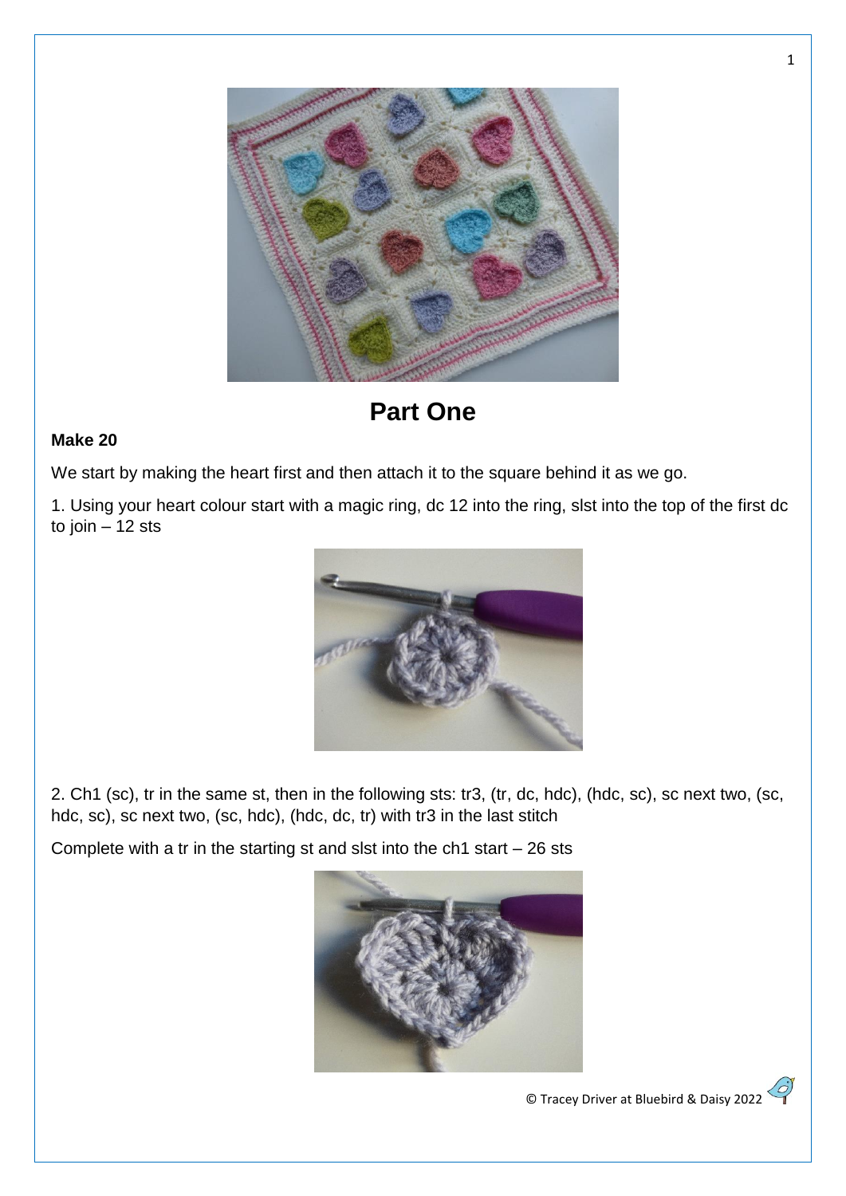# Part One

**Make 20**

We start by making the heart first and then attach it to the square behind it as we go.

1. Using your heart colour start with a magic ring, dc 12 into the ring, slst into the top of the first dc to join – 12 sts

2. Ch1 (sc), tr in the same st, then in the following sts: tr3, (tr, dc, hdc), (hdc, sc), sc next two, (sc, hdc, sc), sc next two, (sc, hdc), (hdc, dc, tr) with tr3 in the last stitch

Complete with a tr in the starting st and slst into the ch1 start – 26 sts

© Tracey Driver at Bluebird & Daisy 2022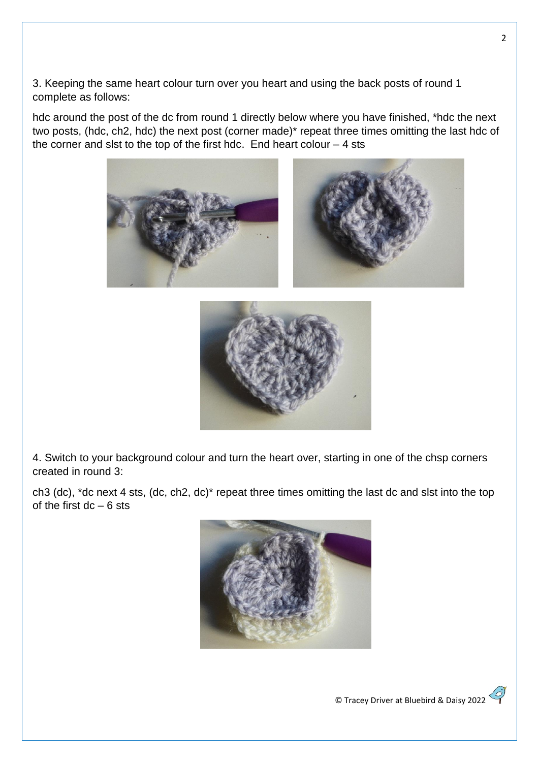3. Keeping the same heart colour turn over you heart and using the back posts of round 1 complete as follows:

hdc around the post of the dc from round 1 directly below where you have finished, *hdc the next two posts, (hdc, ch2, hdc) the next post (corner made)* repeat three times omitting the last hdc of the corner and slst to the top of the first hdc. End heart colour – 4 sts

4. Switch to your background colour and turn the heart over, starting in one of the chsp corners created in round 3:

ch3 (dc), *dc next 4 sts, (dc, ch2, dc)* repeat three times omitting the last dc and slst into the top of the first dc – 6 sts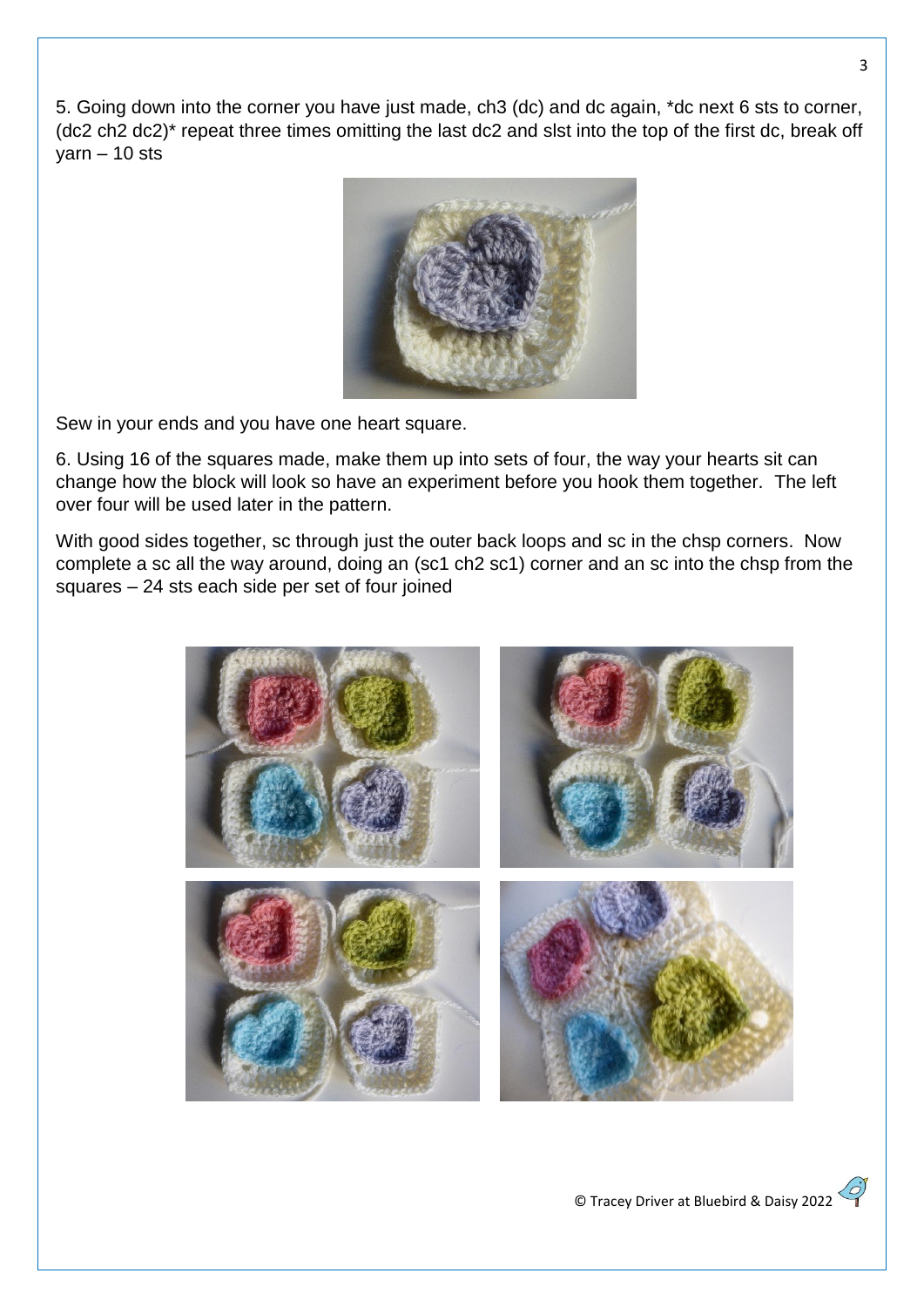5. Going down into the corner you have just made, ch3 (dc) and dc again, *dc next 6 sts to corner, (dc2 ch2 dc2)* repeat three times omitting the last dc2 and slst into the top of the first dc, break off yarn – 10 sts

Sew in your ends and you have one heart square.

6. Using 16 of the squares made, make them up into sets of four, the way your hearts sit can change how the block will look so have an experiment before you hook them together. The left over four will be used later in the pattern.

With good sides together, sc through just the outer back loops and sc in the chsp corners. Now complete a sc all the way around, doing an (sc1 ch2 sc1) corner and an sc into the chsp from the squares – 24 sts each side per set of four joined

© Tracey Driver at Bluebird & Daisy 2022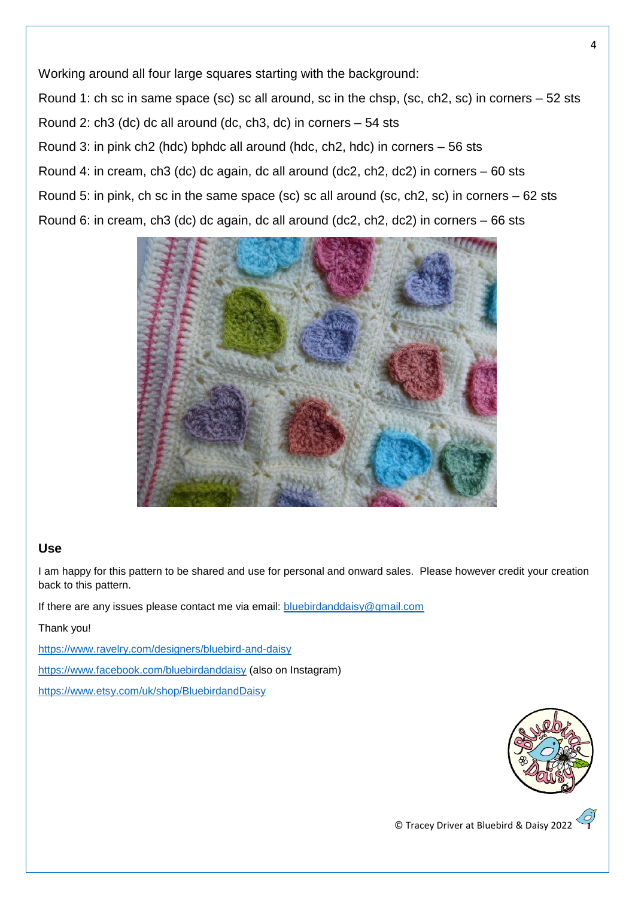Working around all four large squares starting with the background:

Round 1: ch sc in same space (sc) sc all around, sc in the chsp, (sc, ch2, sc) in corners – 52 sts

Round 2: ch3 (dc) dc all around (dc, ch3, dc) in corners – 54 sts

Round 3: in pink ch2 (hdc) bphdc all around (hdc, ch2, hdc) in corners – 56 sts

Round 4: in cream, ch3 (dc) dc again, dc all around (dc2, ch2, dc2) in corners – 60 sts

Round 5: in pink, ch sc in the same space (sc) sc all around (sc, ch2, sc) in corners – 62 sts

Round 6: in cream, ch3 (dc) dc again, dc all around (dc2, ch2, dc2) in corners – 66 sts

## Use

I am happy for this pattern to be shared and use for personal and onward sales. Please however credit your creation back to this pattern.

If there are any issues please contact me via email: bluebirdanddaisy@gmail.com

Thank you!

https://www.ravelry.com/designers/bluebird-and-daisy

https://www.facebook.com/bluebirdanddaisy (also on Instagram)

https://www.etsy.com/uk/shop/BluebirdandDaisy

© Tracey Driver at Bluebird & Daisy 2022